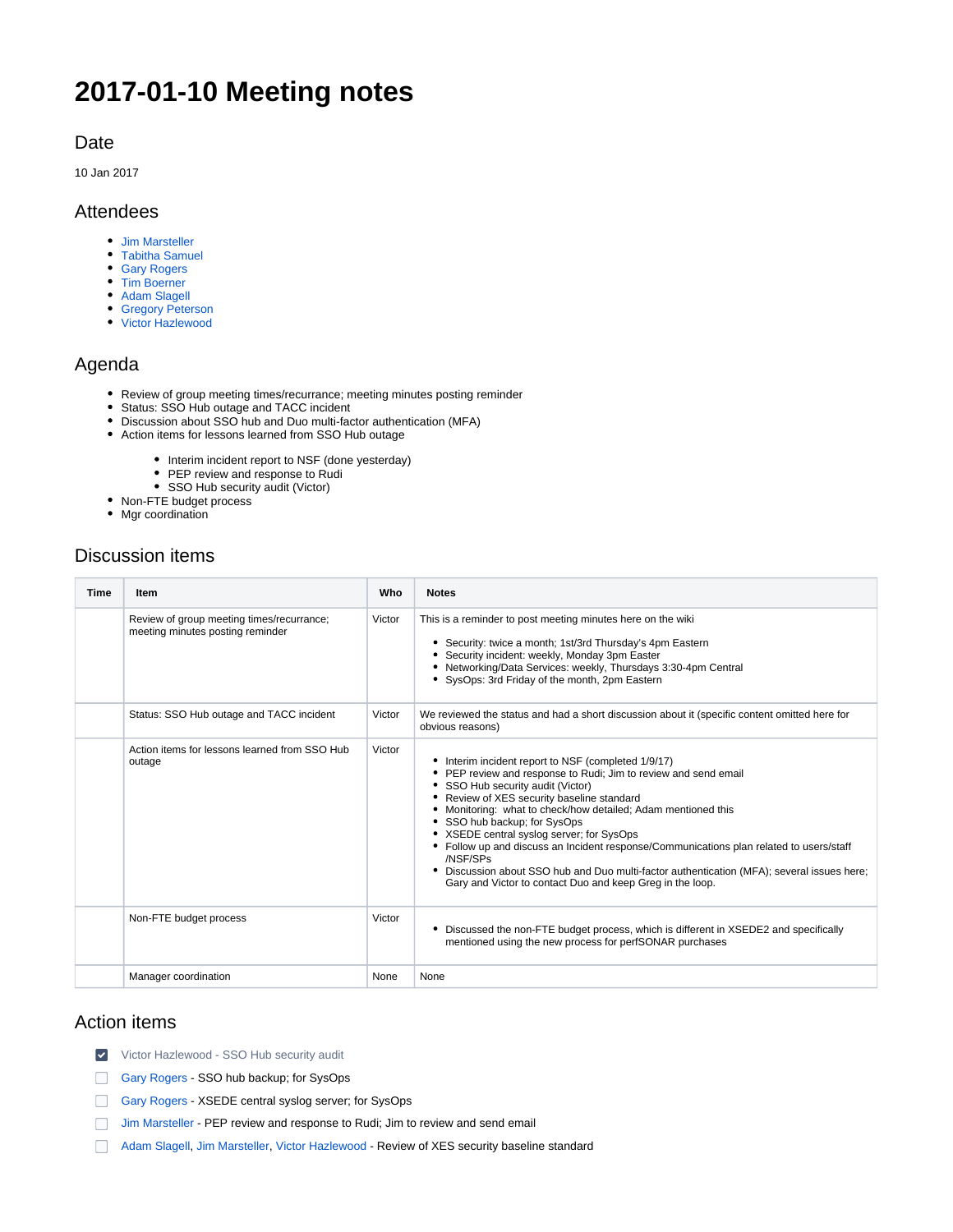# 2017-01-10 Meeting notes

## Date

10 Jan 2017

## Attendees

- Jim Marsteller
- Tabitha Samuel
- Gary Rogers
- Tim Boerner
- Adam Slagell
- Gregory Peterson
- Victor Hazlewood

## Agenda

- Review of group meeting times/recurrance; meeting minutes posting reminder
- Status: SSO Hub outage and TACC incident
- Discussion about SSO hub and Duo multi-factor authentication (MFA)
- Action items for lessons learned from SSO Hub outage
    - Interim incident report to NSF (done yesterday)
    - PEP review and response to Rudi
    - SSO Hub security audit (Victor)
- Non-FTE budget process
- Mgr coordination

## Discussion items

| Time | Item | Who | Notes |
|---|---|---|---|
| | Review of group meeting times/recurrance; meeting minutes posting reminder | Victor | This is a reminder to post meeting minutes here on the wiki<br>• Security: twice a month; 1st/3rd Thursday's 4pm Eastern<br>• Security incident: weekly, Monday 3pm Easter<br>• Networking/Data Services: weekly, Thursdays 3:30-4pm Central<br>• SysOps: 3rd Friday of the month, 2pm Eastern |
| | Status: SSO Hub outage and TACC incident | Victor | We reviewed the status and had a short discussion about it (specific content omitted here for obvious reasons) |
| | Action items for lessons learned from SSO Hub outage | Victor | • Interim incident report to NSF (completed 1/9/17)<br>• PEP review and response to Rudi; Jim to review and send email<br>• SSO Hub security audit (Victor)<br>• Review of XES security baseline standard<br>• Monitoring: what to check/how detailed; Adam mentioned this<br>• SSO hub backup; for SysOps<br>• XSEDE central syslog server; for SysOps<br>• Follow up and discuss an Incident response/Communications plan related to users/staff /NSF/SPs<br>• Discussion about SSO hub and Duo multi-factor authentication (MFA); several issues here; Gary and Victor to contact Duo and keep Greg in the loop. |
| | Non-FTE budget process | Victor | • Discussed the non-FTE budget process, which is different in XSEDE2 and specifically mentioned using the new process for perfSONAR purchases |
| | Manager coordination | None | None |

## Action items

- [x] Victor Hazlewood - SSO Hub security audit
- [ ] Gary Rogers - SSO hub backup; for SysOps
- [ ] Gary Rogers - XSEDE central syslog server; for SysOps
- [ ] Jim Marsteller - PEP review and response to Rudi; Jim to review and send email
- [ ] Adam Slagell, Jim Marsteller, Victor Hazlewood - Review of XES security baseline standard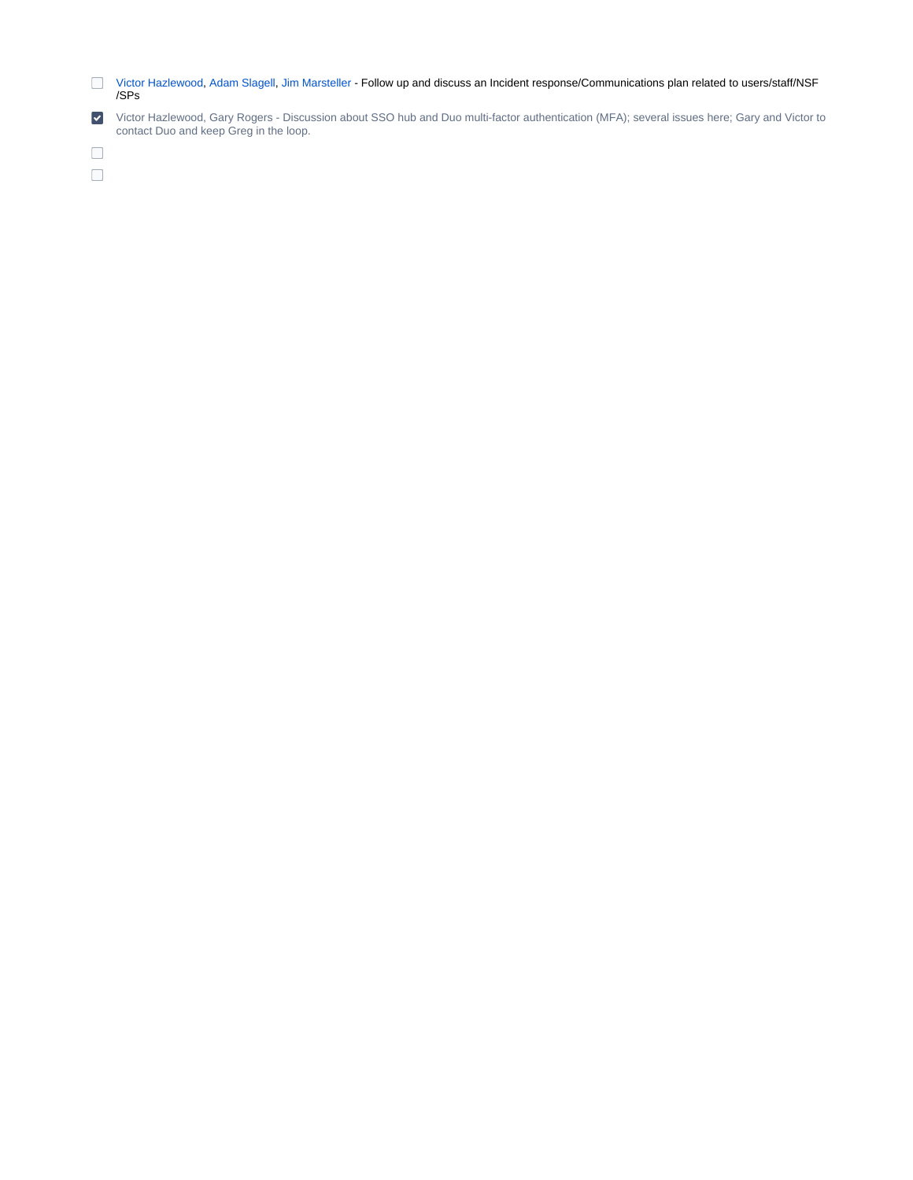- [ ] Victor Hazlewood, Adam Slagell, Jim Marsteller - Follow up and discuss an Incident response/Communications plan related to users/staff/NSF/SPs
- [x] Victor Hazlewood, Gary Rogers - Discussion about SSO hub and Duo multi-factor authentication (MFA); several issues here; Gary and Victor to contact Duo and keep Greg in the loop.
- [ ] 
- [ ]